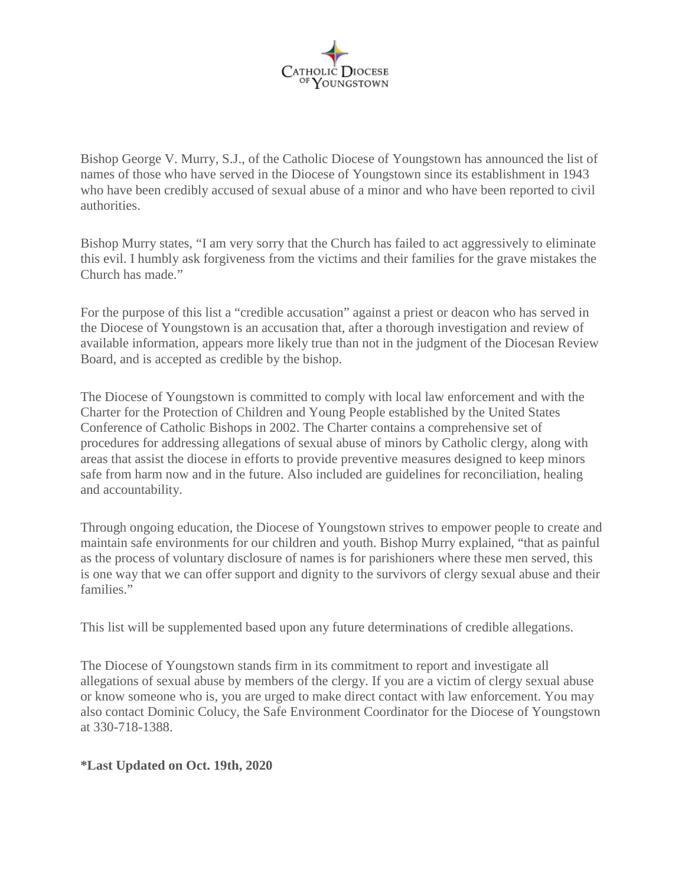Catholic Diocese of Youngstown

Bishop George V. Murry, S.J., of the Catholic Diocese of Youngstown has announced the list of names of those who have served in the Diocese of Youngstown since its establishment in 1943 who have been credibly accused of sexual abuse of a minor and who have been reported to civil authorities.

Bishop Murry states, “I am very sorry that the Church has failed to act aggressively to eliminate this evil. I humbly ask forgiveness from the victims and their families for the grave mistakes the Church has made.”

For the purpose of this list a “credible accusation” against a priest or deacon who has served in the Diocese of Youngstown is an accusation that, after a thorough investigation and review of available information, appears more likely true than not in the judgment of the Diocesan Review Board, and is accepted as credible by the bishop.

The Diocese of Youngstown is committed to comply with local law enforcement and with the Charter for the Protection of Children and Young People established by the United States Conference of Catholic Bishops in 2002. The Charter contains a comprehensive set of procedures for addressing allegations of sexual abuse of minors by Catholic clergy, along with areas that assist the diocese in efforts to provide preventive measures designed to keep minors safe from harm now and in the future. Also included are guidelines for reconciliation, healing and accountability.

Through ongoing education, the Diocese of Youngstown strives to empower people to create and maintain safe environments for our children and youth. Bishop Murry explained, “that as painful as the process of voluntary disclosure of names is for parishioners where these men served, this is one way that we can offer support and dignity to the survivors of clergy sexual abuse and their families.”

This list will be supplemented based upon any future determinations of credible allegations.

The Diocese of Youngstown stands firm in its commitment to report and investigate all allegations of sexual abuse by members of the clergy. If you are a victim of clergy sexual abuse or know someone who is, you are urged to make direct contact with law enforcement. You may also contact Dominic Colucy, the Safe Environment Coordinator for the Diocese of Youngstown at 330-718-1388.

**\*Last Updated on Oct. 19th, 2020**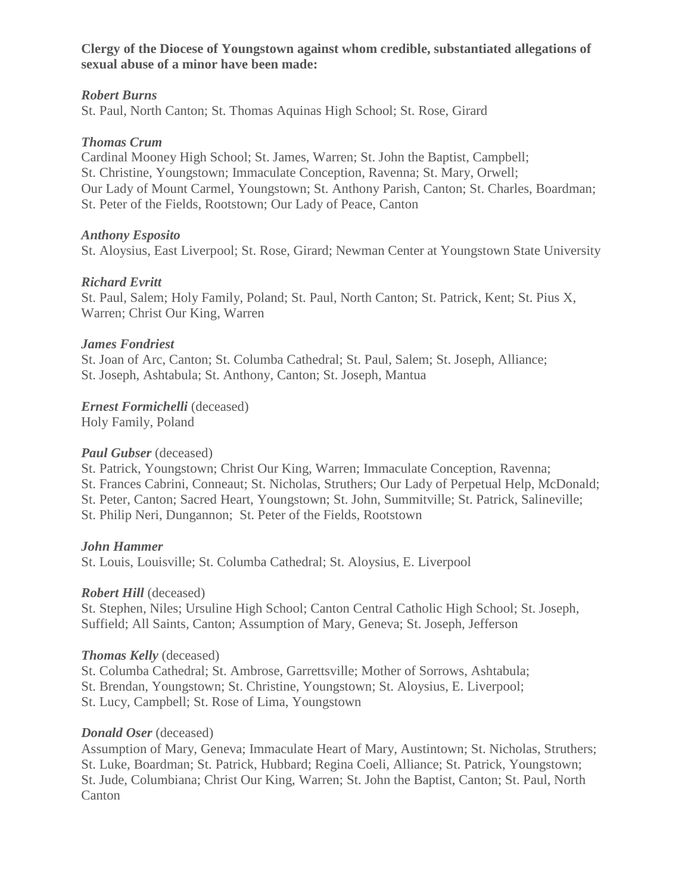**Clergy of the Diocese of Youngstown against whom credible, substantiated allegations of sexual abuse of a minor have been made:**

***Robert Burns***
St. Paul, North Canton; St. Thomas Aquinas High School; St. Rose, Girard

***Thomas Crum***
Cardinal Mooney High School; St. James, Warren; St. John the Baptist, Campbell; St. Christine, Youngstown; Immaculate Conception, Ravenna; St. Mary, Orwell; Our Lady of Mount Carmel, Youngstown; St. Anthony Parish, Canton; St. Charles, Boardman; St. Peter of the Fields, Rootstown; Our Lady of Peace, Canton

***Anthony Esposito***
St. Aloysius, East Liverpool; St. Rose, Girard; Newman Center at Youngstown State University

***Richard Evritt***
St. Paul, Salem; Holy Family, Poland; St. Paul, North Canton; St. Patrick, Kent; St. Pius X, Warren; Christ Our King, Warren

***James Fondriest***
St. Joan of Arc, Canton; St. Columba Cathedral; St. Paul, Salem; St. Joseph, Alliance; St. Joseph, Ashtabula; St. Anthony, Canton; St. Joseph, Mantua

***Ernest Formichelli*** (deceased)
Holy Family, Poland

***Paul Gubser*** (deceased)
St. Patrick, Youngstown; Christ Our King, Warren; Immaculate Conception, Ravenna; St. Frances Cabrini, Conneaut; St. Nicholas, Struthers; Our Lady of Perpetual Help, McDonald; St. Peter, Canton; Sacred Heart, Youngstown; St. John, Summitville; St. Patrick, Salineville; St. Philip Neri, Dungannon; St. Peter of the Fields, Rootstown

***John Hammer***
St. Louis, Louisville; St. Columba Cathedral; St. Aloysius, E. Liverpool

***Robert Hill*** (deceased)
St. Stephen, Niles; Ursuline High School; Canton Central Catholic High School; St. Joseph, Suffield; All Saints, Canton; Assumption of Mary, Geneva; St. Joseph, Jefferson

***Thomas Kelly*** (deceased)
St. Columba Cathedral; St. Ambrose, Garrettsville; Mother of Sorrows, Ashtabula; St. Brendan, Youngstown; St. Christine, Youngstown; St. Aloysius, E. Liverpool; St. Lucy, Campbell; St. Rose of Lima, Youngstown

***Donald Oser*** (deceased)
Assumption of Mary, Geneva; Immaculate Heart of Mary, Austintown; St. Nicholas, Struthers; St. Luke, Boardman; St. Patrick, Hubbard; Regina Coeli, Alliance; St. Patrick, Youngstown; St. Jude, Columbiana; Christ Our King, Warren; St. John the Baptist, Canton; St. Paul, North Canton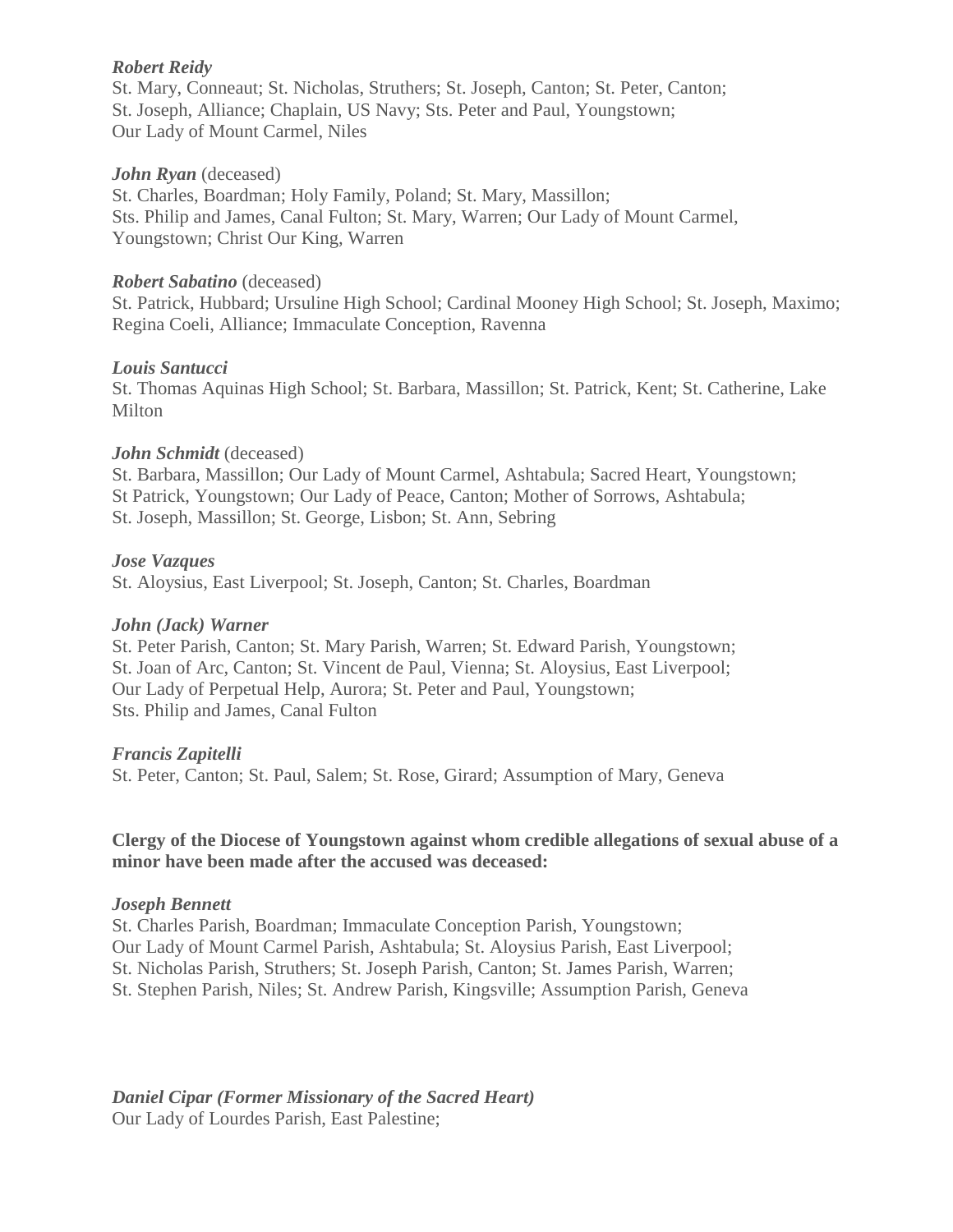***Robert Reidy***
St. Mary, Conneaut; St. Nicholas, Struthers; St. Joseph, Canton; St. Peter, Canton;
St. Joseph, Alliance; Chaplain, US Navy; Sts. Peter and Paul, Youngstown;
Our Lady of Mount Carmel, Niles

***John Ryan*** (deceased)
St. Charles, Boardman; Holy Family, Poland; St. Mary, Massillon;
Sts. Philip and James, Canal Fulton; St. Mary, Warren; Our Lady of Mount Carmel,
Youngstown; Christ Our King, Warren

***Robert Sabatino*** (deceased)
St. Patrick, Hubbard; Ursuline High School; Cardinal Mooney High School; St. Joseph, Maximo;
Regina Coeli, Alliance; Immaculate Conception, Ravenna

***Louis Santucci***
St. Thomas Aquinas High School; St. Barbara, Massillon; St. Patrick, Kent; St. Catherine, Lake
Milton

***John Schmidt*** (deceased)
St. Barbara, Massillon; Our Lady of Mount Carmel, Ashtabula; Sacred Heart, Youngstown;
St Patrick, Youngstown; Our Lady of Peace, Canton; Mother of Sorrows, Ashtabula;
St. Joseph, Massillon; St. George, Lisbon; St. Ann, Sebring

***Jose Vazques***
St. Aloysius, East Liverpool; St. Joseph, Canton; St. Charles, Boardman

***John (Jack) Warner***
St. Peter Parish, Canton; St. Mary Parish, Warren; St. Edward Parish, Youngstown;
St. Joan of Arc, Canton; St. Vincent de Paul, Vienna; St. Aloysius, East Liverpool;
Our Lady of Perpetual Help, Aurora; St. Peter and Paul, Youngstown;
Sts. Philip and James, Canal Fulton

***Francis Zapitelli***
St. Peter, Canton; St. Paul, Salem; St. Rose, Girard; Assumption of Mary, Geneva

**Clergy of the Diocese of Youngstown against whom credible allegations of sexual abuse of a minor have been made after the accused was deceased:**

***Joseph Bennett***
St. Charles Parish, Boardman; Immaculate Conception Parish, Youngstown;
Our Lady of Mount Carmel Parish, Ashtabula; St. Aloysius Parish, East Liverpool;
St. Nicholas Parish, Struthers; St. Joseph Parish, Canton; St. James Parish, Warren;
St. Stephen Parish, Niles; St. Andrew Parish, Kingsville; Assumption Parish, Geneva

***Daniel Cipar (Former Missionary of the Sacred Heart)***
Our Lady of Lourdes Parish, East Palestine;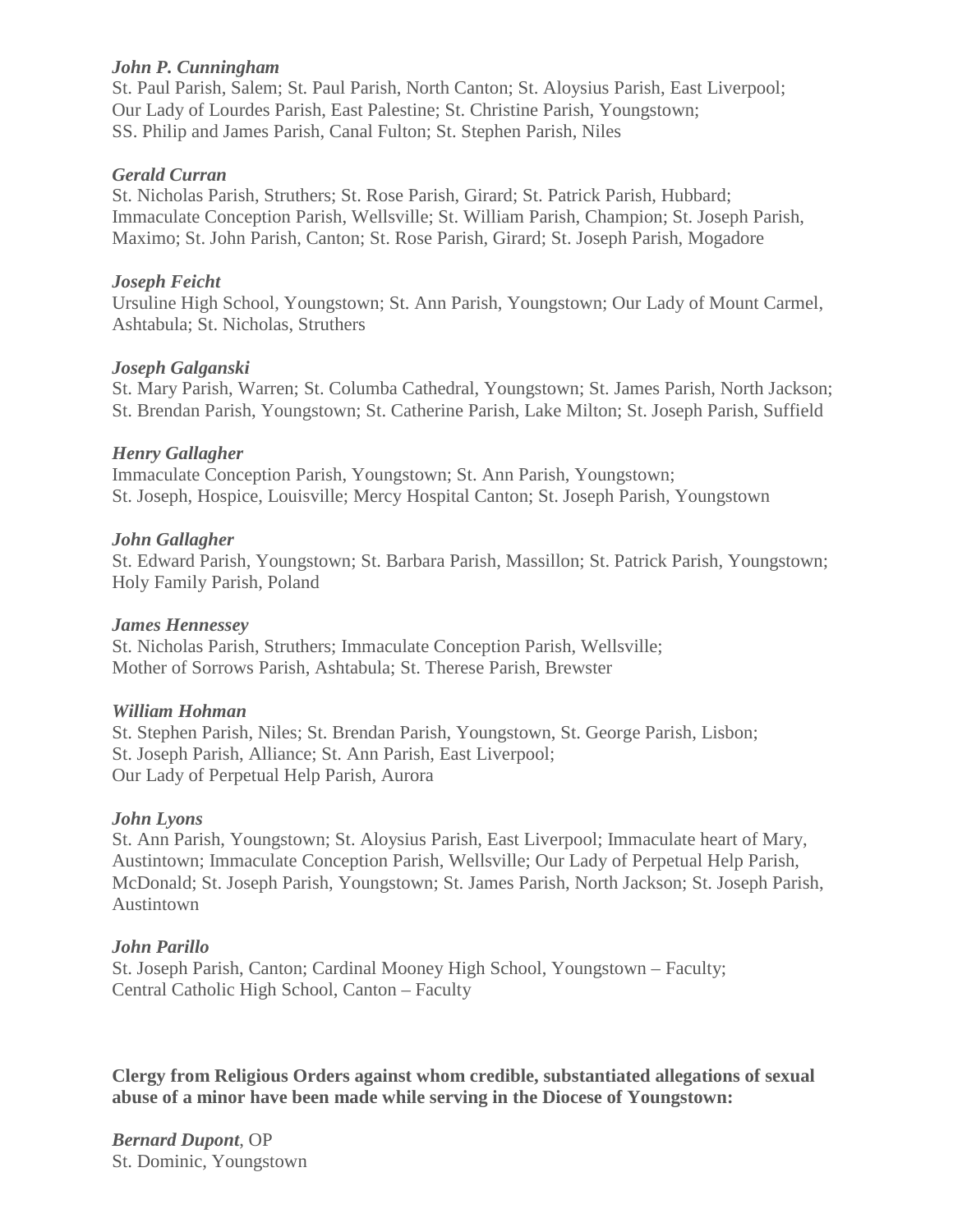*John P. Cunningham*
St. Paul Parish, Salem; St. Paul Parish, North Canton; St. Aloysius Parish, East Liverpool; Our Lady of Lourdes Parish, East Palestine; St. Christine Parish, Youngstown; SS. Philip and James Parish, Canal Fulton; St. Stephen Parish, Niles

*Gerald Curran*
St. Nicholas Parish, Struthers; St. Rose Parish, Girard; St. Patrick Parish, Hubbard; Immaculate Conception Parish, Wellsville; St. William Parish, Champion; St. Joseph Parish, Maximo; St. John Parish, Canton; St. Rose Parish, Girard; St. Joseph Parish, Mogadore

*Joseph Feicht*
Ursuline High School, Youngstown; St. Ann Parish, Youngstown; Our Lady of Mount Carmel, Ashtabula; St. Nicholas, Struthers

*Joseph Galganski*
St. Mary Parish, Warren; St. Columba Cathedral, Youngstown; St. James Parish, North Jackson; St. Brendan Parish, Youngstown; St. Catherine Parish, Lake Milton; St. Joseph Parish, Suffield

*Henry Gallagher*
Immaculate Conception Parish, Youngstown; St. Ann Parish, Youngstown; St. Joseph, Hospice, Louisville; Mercy Hospital Canton; St. Joseph Parish, Youngstown

*John Gallagher*
St. Edward Parish, Youngstown; St. Barbara Parish, Massillon; St. Patrick Parish, Youngstown; Holy Family Parish, Poland

*James Hennessey*
St. Nicholas Parish, Struthers; Immaculate Conception Parish, Wellsville; Mother of Sorrows Parish, Ashtabula; St. Therese Parish, Brewster

*William Hohman*
St. Stephen Parish, Niles; St. Brendan Parish, Youngstown, St. George Parish, Lisbon; St. Joseph Parish, Alliance; St. Ann Parish, East Liverpool; Our Lady of Perpetual Help Parish, Aurora

*John Lyons*
St. Ann Parish, Youngstown; St. Aloysius Parish, East Liverpool; Immaculate heart of Mary, Austintown; Immaculate Conception Parish, Wellsville; Our Lady of Perpetual Help Parish, McDonald; St. Joseph Parish, Youngstown; St. James Parish, North Jackson; St. Joseph Parish, Austintown

*John Parillo*
St. Joseph Parish, Canton; Cardinal Mooney High School, Youngstown – Faculty; Central Catholic High School, Canton – Faculty

**Clergy from Religious Orders against whom credible, substantiated allegations of sexual abuse of a minor have been made while serving in the Diocese of Youngstown:**

*Bernard Dupont*, OP
St. Dominic, Youngstown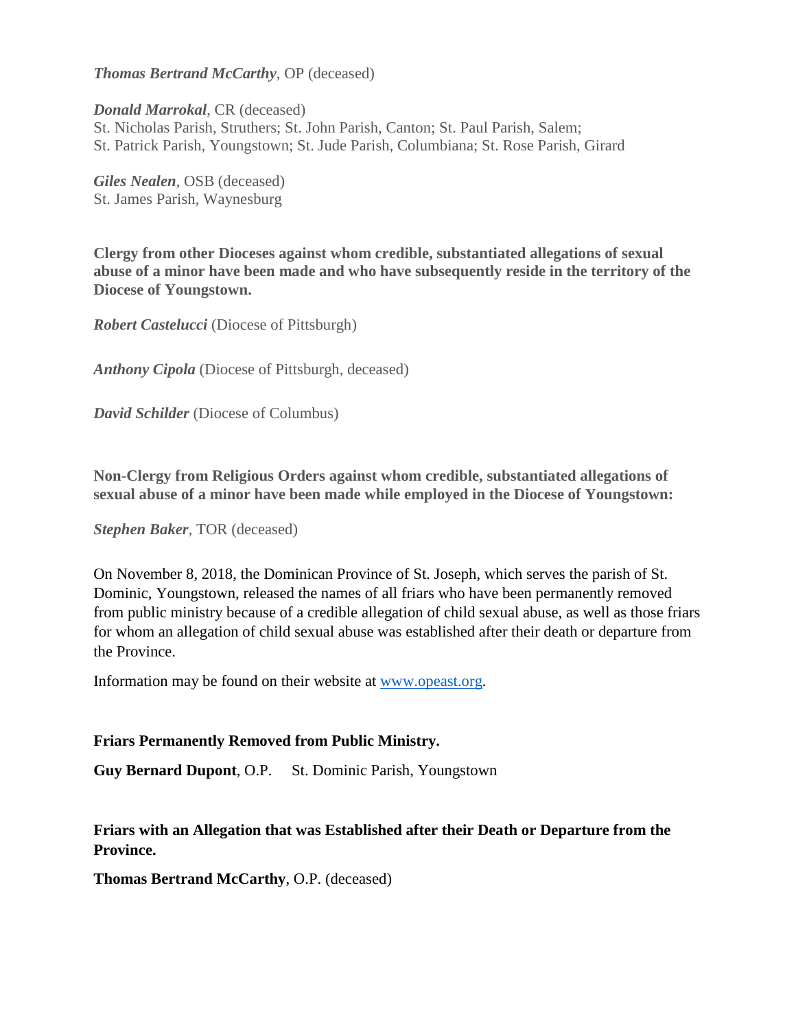***Thomas Bertrand McCarthy***, OP (deceased)

***Donald Marrokal***, CR (deceased)
St. Nicholas Parish, Struthers; St. John Parish, Canton; St. Paul Parish, Salem;
St. Patrick Parish, Youngstown; St. Jude Parish, Columbiana; St. Rose Parish, Girard

***Giles Nealen***, OSB (deceased)
St. James Parish, Waynesburg

**Clergy from other Dioceses against whom credible, substantiated allegations of sexual abuse of a minor have been made and who have subsequently reside in the territory of the Diocese of Youngstown.**

***Robert Castelucci*** (Diocese of Pittsburgh)

***Anthony Cipola*** (Diocese of Pittsburgh, deceased)

***David Schilder*** (Diocese of Columbus)

**Non-Clergy from Religious Orders against whom credible, substantiated allegations of sexual abuse of a minor have been made while employed in the Diocese of Youngstown:**

***Stephen Baker***, TOR (deceased)

On November 8, 2018, the Dominican Province of St. Joseph, which serves the parish of St. Dominic, Youngstown, released the names of all friars who have been permanently removed from public ministry because of a credible allegation of child sexual abuse, as well as those friars for whom an allegation of child sexual abuse was established after their death or departure from the Province.

Information may be found on their website at [www.opeast.org](http://www.opeast.org).

**Friars Permanently Removed from Public Ministry.**

**Guy Bernard Dupont**, O.P. St. Dominic Parish, Youngstown

**Friars with an Allegation that was Established after their Death or Departure from the Province.**

**Thomas Bertrand McCarthy**, O.P. (deceased)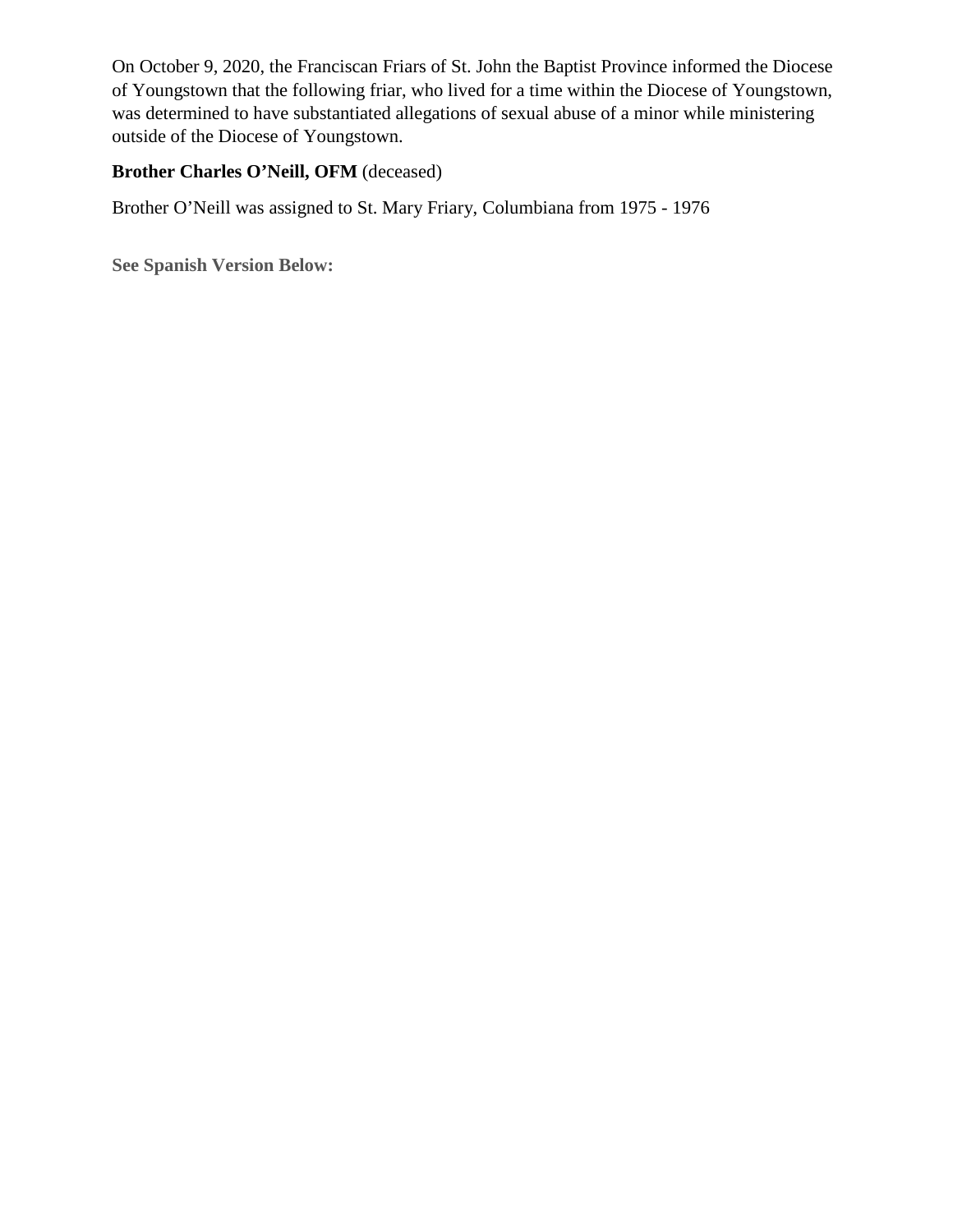On October 9, 2020, the Franciscan Friars of St. John the Baptist Province informed the Diocese of Youngstown that the following friar, who lived for a time within the Diocese of Youngstown, was determined to have substantiated allegations of sexual abuse of a minor while ministering outside of the Diocese of Youngstown.

**Brother Charles O'Neill, OFM** (deceased)

Brother O'Neill was assigned to St. Mary Friary, Columbiana from 1975 - 1976

**See Spanish Version Below:**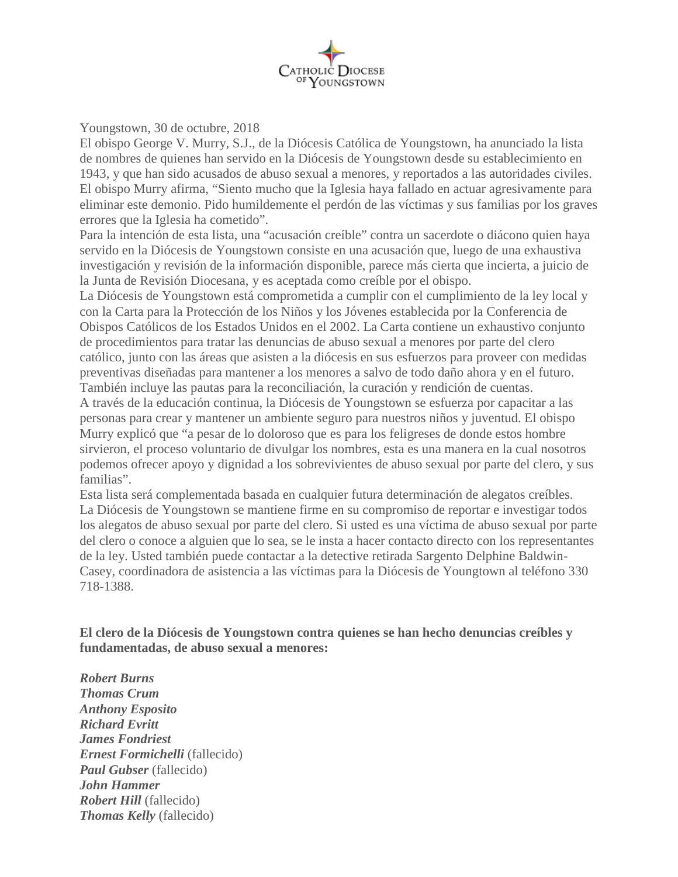Youngstown, 30 de octubre, 2018

El obispo George V. Murry, S.J., de la Diócesis Católica de Youngstown, ha anunciado la lista de nombres de quienes han servido en la Diócesis de Youngstown desde su establecimiento en 1943, y que han sido acusados de abuso sexual a menores, y reportados a las autoridades civiles. El obispo Murry afirma, "Siento mucho que la Iglesia haya fallado en actuar agresivamente para eliminar este demonio. Pido humildemente el perdón de las víctimas y sus familias por los graves errores que la Iglesia ha cometido".

Para la intención de esta lista, una "acusación creíble" contra un sacerdote o diácono quien haya servido en la Diócesis de Youngstown consiste en una acusación que, luego de una exhaustiva investigación y revisión de la información disponible, parece más cierta que incierta, a juicio de la Junta de Revisión Diocesana, y es aceptada como creíble por el obispo.

La Diócesis de Youngstown está comprometida a cumplir con el cumplimiento de la ley local y con la Carta para la Protección de los Niños y los Jóvenes establecida por la Conferencia de Obispos Católicos de los Estados Unidos en el 2002. La Carta contiene un exhaustivo conjunto de procedimientos para tratar las denuncias de abuso sexual a menores por parte del clero católico, junto con las áreas que asisten a la diócesis en sus esfuerzos para proveer con medidas preventivas diseñadas para mantener a los menores a salvo de todo daño ahora y en el futuro. También incluye las pautas para la reconciliación, la curación y rendición de cuentas.

A través de la educación continua, la Diócesis de Youngstown se esfuerza por capacitar a las personas para crear y mantener un ambiente seguro para nuestros niños y juventud. El obispo Murry explicó que "a pesar de lo doloroso que es para los feligreses de donde estos hombre sirvieron, el proceso voluntario de divulgar los nombres, esta es una manera en la cual nosotros podemos ofrecer apoyo y dignidad a los sobrevivientes de abuso sexual por parte del clero, y sus familias".

Esta lista será complementada basada en cualquier futura determinación de alegatos creíbles.

La Diócesis de Youngstown se mantiene firme en su compromiso de reportar e investigar todos los alegatos de abuso sexual por parte del clero. Si usted es una víctima de abuso sexual por parte del clero o conoce a alguien que lo sea, se le insta a hacer contacto directo con los representantes de la ley. Usted también puede contactar a la detective retirada Sargento Delphine Baldwin-Casey, coordinadora de asistencia a las víctimas para la Diócesis de Youngtown al teléfono 330 718-1388.

**El clero de la Diócesis de Youngstown contra quienes se han hecho denuncias creíbles y fundamentadas, de abuso sexual a menores:**

***Robert Burns***  
***Thomas Crum***  
***Anthony Esposito***  
***Richard Evritt***  
***James Fondriest***  
***Ernest Formichelli*** (fallecido)  
***Paul Gubser*** (fallecido)  
***John Hammer***  
***Robert Hill*** (fallecido)  
***Thomas Kelly*** (fallecido)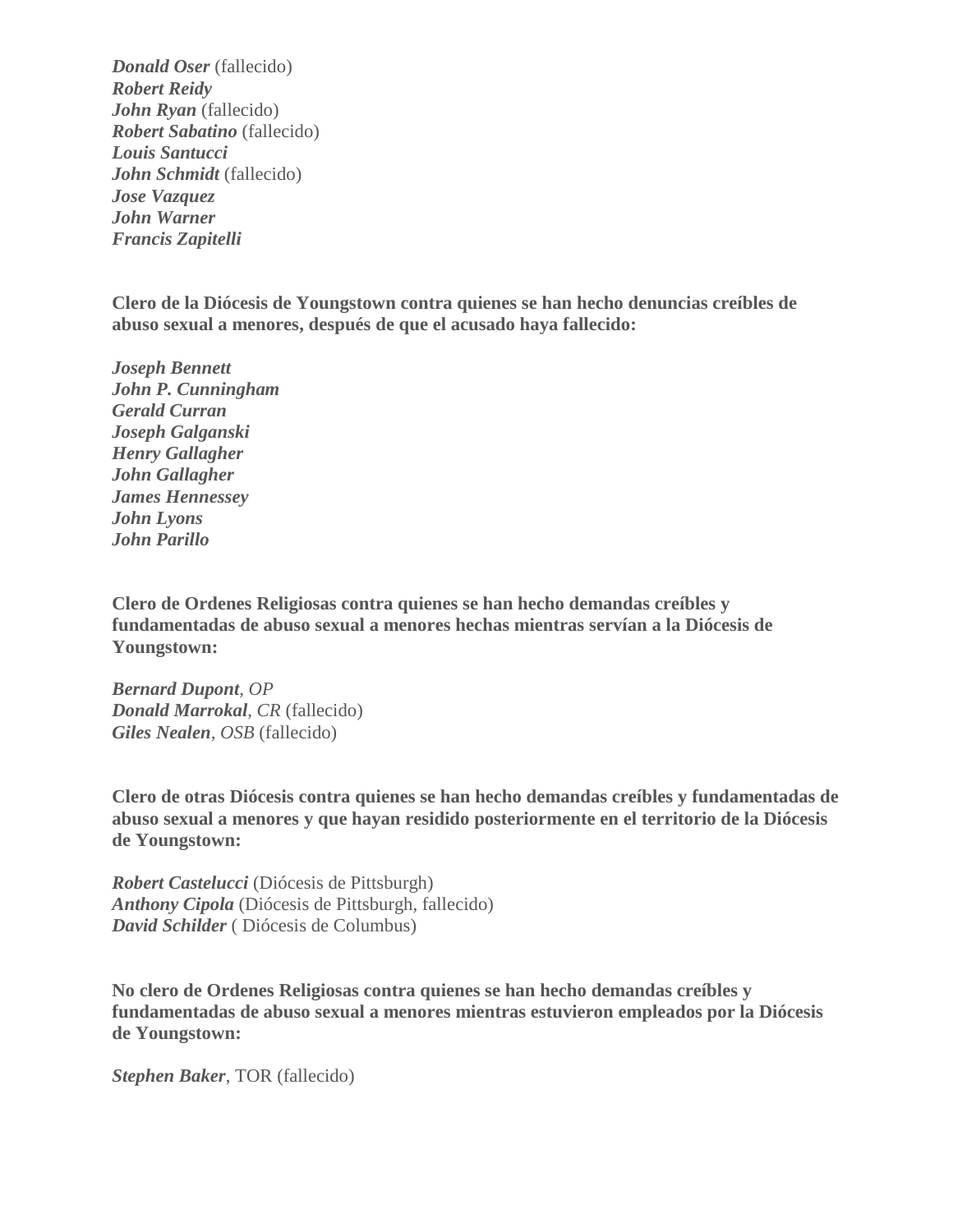***Donald Oser*** (fallecido)
***Robert Reidy***
***John Ryan*** (fallecido)
***Robert Sabatino*** (fallecido)
***Louis Santucci***
***John Schmidt*** (fallecido)
***Jose Vazquez***
***John Warner***
***Francis Zapitelli***

**Clero de la Diócesis de Youngstown contra quienes se han hecho denuncias creíbles de abuso sexual a menores, después de que el acusado haya fallecido:**

***Joseph Bennett***
***John P. Cunningham***
***Gerald Curran***
***Joseph Galganski***
***Henry Gallagher***
***John Gallagher***
***James Hennessey***
***John Lyons***
***John Parillo***

**Clero de Ordenes Religiosas contra quienes se han hecho demandas creíbles y fundamentadas de abuso sexual a menores hechas mientras servían a la Diócesis de Youngstown:**

***Bernard Dupont**, OP*
***Donald Marrokal**, CR* (fallecido)
***Giles Nealen**, OSB* (fallecido)

**Clero de otras Diócesis contra quienes se han hecho demandas creíbles y fundamentadas de abuso sexual a menores y que hayan residido posteriormente en el territorio de la Diócesis de Youngstown:**

***Robert Castelucci*** (Diócesis de Pittsburgh)
***Anthony Cipola*** (Diócesis de Pittsburgh, fallecido)
***David Schilder*** ( Diócesis de Columbus)

**No clero de Ordenes Religiosas contra quienes se han hecho demandas creíbles y fundamentadas de abuso sexual a menores mientras estuvieron empleados por la Diócesis de Youngstown:**

***Stephen Baker***, TOR (fallecido)